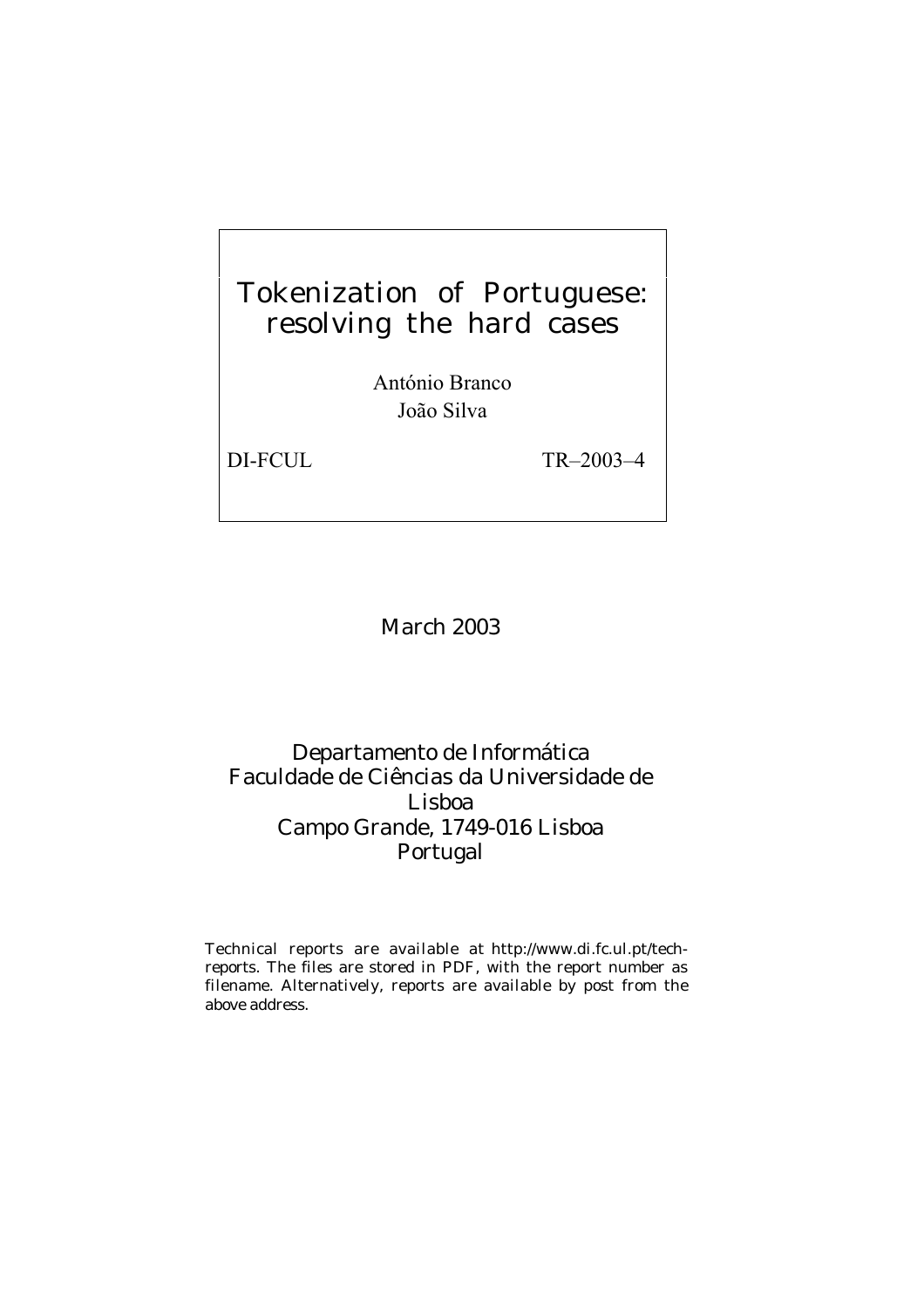# Tokenization of Portuguese: resolving the hard cases

António Branco
João Silva

DI-FCUL TR–2003–4

March 2003

Departamento de Informática
Faculdade de Ciências da Universidade de Lisboa
Campo Grande, 1749-016 Lisboa
Portugal

Technical reports are available at http://www.di.fc.ul.pt/tech-reports. The files are stored in PDF, with the report number as filename. Alternatively, reports are available by post from the above address.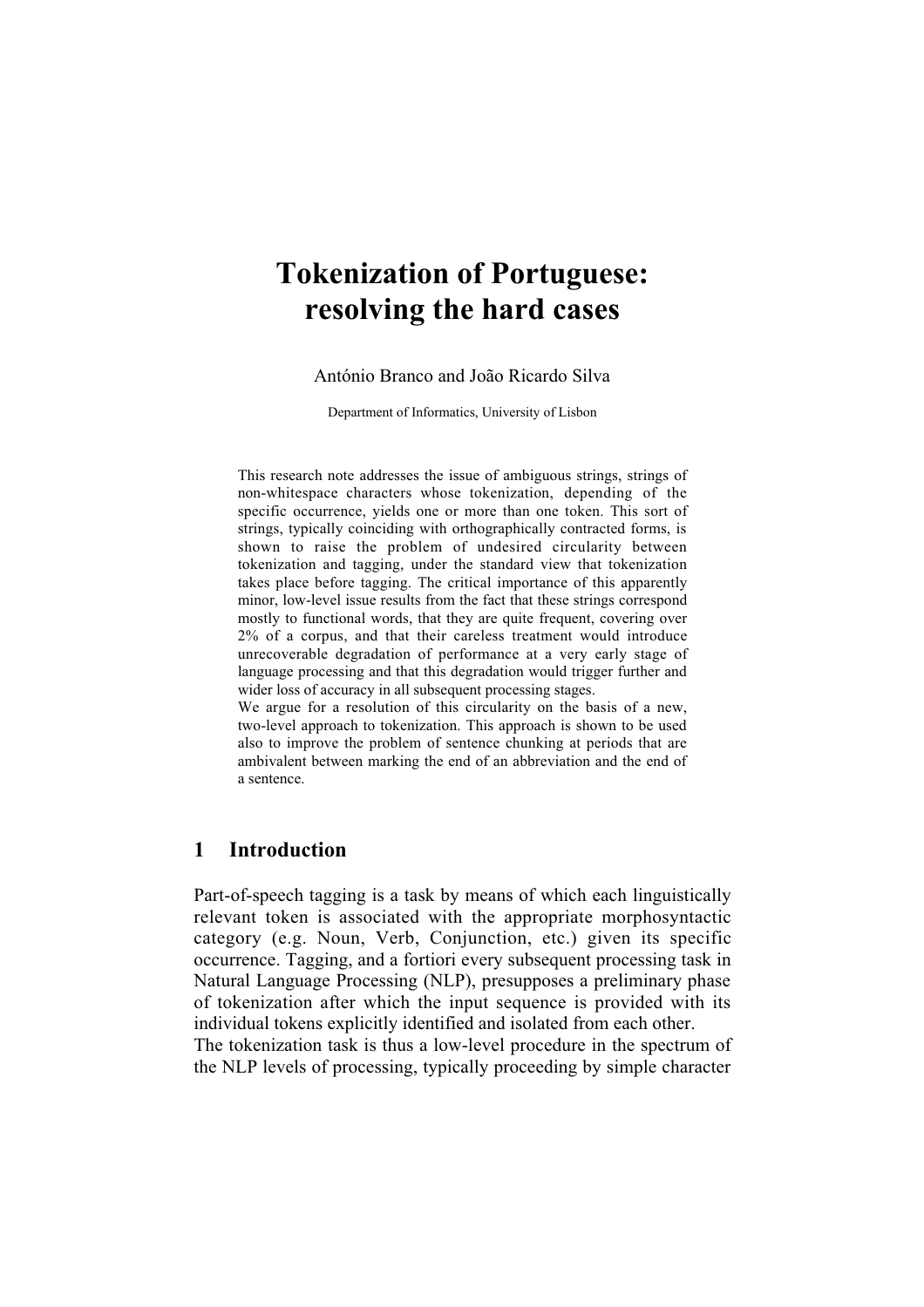# Tokenization of Portuguese: resolving the hard cases

António Branco and João Ricardo Silva

Department of Informatics, University of Lisbon

This research note addresses the issue of ambiguous strings, strings of non-whitespace characters whose tokenization, depending of the specific occurrence, yields one or more than one token. This sort of strings, typically coinciding with orthographically contracted forms, is shown to raise the problem of undesired circularity between tokenization and tagging, under the standard view that tokenization takes place before tagging. The critical importance of this apparently minor, low-level issue results from the fact that these strings correspond mostly to functional words, that they are quite frequent, covering over 2% of a corpus, and that their careless treatment would introduce unrecoverable degradation of performance at a very early stage of language processing and that this degradation would trigger further and wider loss of accuracy in all subsequent processing stages.
We argue for a resolution of this circularity on the basis of a new, two-level approach to tokenization. This approach is shown to be used also to improve the problem of sentence chunking at periods that are ambivalent between marking the end of an abbreviation and the end of a sentence.

## 1 Introduction

Part-of-speech tagging is a task by means of which each linguistically relevant token is associated with the appropriate morphosyntactic category (e.g. Noun, Verb, Conjunction, etc.) given its specific occurrence. Tagging, and a fortiori every subsequent processing task in Natural Language Processing (NLP), presupposes a preliminary phase of tokenization after which the input sequence is provided with its individual tokens explicitly identified and isolated from each other.
The tokenization task is thus a low-level procedure in the spectrum of the NLP levels of processing, typically proceeding by simple character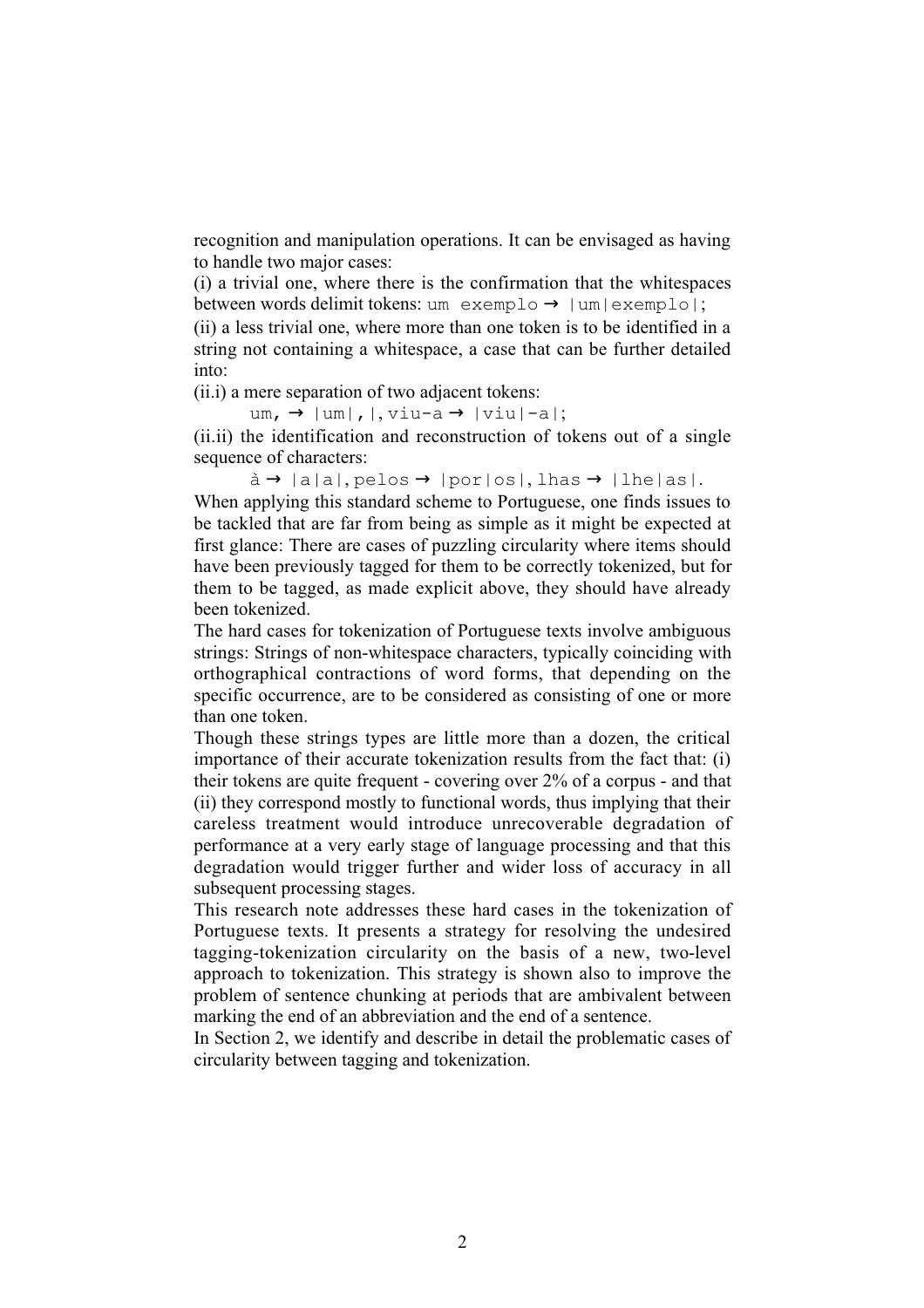recognition and manipulation operations. It can be envisaged as having to handle two major cases:

(i) a trivial one, where there is the confirmation that the whitespaces between words delimit tokens: `um exemplo` → `|um|exemplo|`;

(ii) a less trivial one, where more than one token is to be identified in a string not containing a whitespace, a case that can be further detailed into:

(ii.i) a mere separation of two adjacent tokens:

`um,` → `|um|,|`, `viu-a` → `|viu|-a|`;

(ii.ii) the identification and reconstruction of tokens out of a single sequence of characters:

`à` → `|a|a|`, `pelos` → `|por|os|`, `lhas` → `|lhe|as|`.

When applying this standard scheme to Portuguese, one finds issues to be tackled that are far from being as simple as it might be expected at first glance: There are cases of puzzling circularity where items should have been previously tagged for them to be correctly tokenized, but for them to be tagged, as made explicit above, they should have already been tokenized.

The hard cases for tokenization of Portuguese texts involve ambiguous strings: Strings of non-whitespace characters, typically coinciding with orthographical contractions of word forms, that depending on the specific occurrence, are to be considered as consisting of one or more than one token.

Though these strings types are little more than a dozen, the critical importance of their accurate tokenization results from the fact that: (i) their tokens are quite frequent - covering over 2% of a corpus - and that (ii) they correspond mostly to functional words, thus implying that their careless treatment would introduce unrecoverable degradation of performance at a very early stage of language processing and that this degradation would trigger further and wider loss of accuracy in all subsequent processing stages.

This research note addresses these hard cases in the tokenization of Portuguese texts. It presents a strategy for resolving the undesired tagging-tokenization circularity on the basis of a new, two-level approach to tokenization. This strategy is shown also to improve the problem of sentence chunking at periods that are ambivalent between marking the end of an abbreviation and the end of a sentence.

In Section 2, we identify and describe in detail the problematic cases of circularity between tagging and tokenization.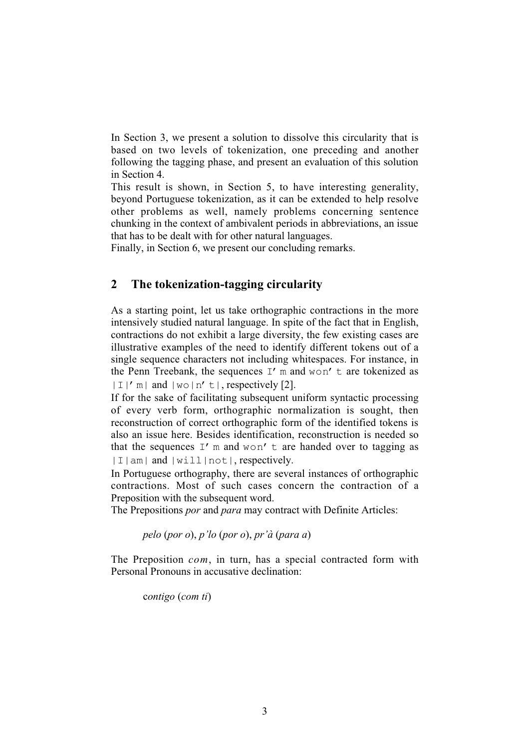In Section 3, we present a solution to dissolve this circularity that is based on two levels of tokenization, one preceding and another following the tagging phase, and present an evaluation of this solution in Section 4.

This result is shown, in Section 5, to have interesting generality, beyond Portuguese tokenization, as it can be extended to help resolve other problems as well, namely problems concerning sentence chunking in the context of ambivalent periods in abbreviations, an issue that has to be dealt with for other natural languages.

Finally, in Section 6, we present our concluding remarks.

## 2 The tokenization-tagging circularity

As a starting point, let us take orthographic contractions in the more intensively studied natural language. In spite of the fact that in English, contractions do not exhibit a large diversity, the few existing cases are illustrative examples of the need to identify different tokens out of a single sequence characters not including whitespaces. For instance, in the Penn Treebank, the sequences `I’m` and `won’t` are tokenized as `|I|’m|` and `|wo|n’t|`, respectively [2].

If for the sake of facilitating subsequent uniform syntactic processing of every verb form, orthographic normalization is sought, then reconstruction of correct orthographic form of the identified tokens is also an issue here. Besides identification, reconstruction is needed so that the sequences `I’m` and `won’t` are handed over to tagging as `|I|am|` and `|will|not|`, respectively.

In Portuguese orthography, there are several instances of orthographic contractions. Most of such cases concern the contraction of a Preposition with the subsequent word.

The Prepositions *por* and *para* may contract with Definite Articles:

> *pelo* (*por o*), *p’lo* (*por o*), *pr’à* (*para a*)

The Preposition *com*, in turn, has a special contracted form with Personal Pronouns in accusative declination:

> c*ontigo* (*com ti*)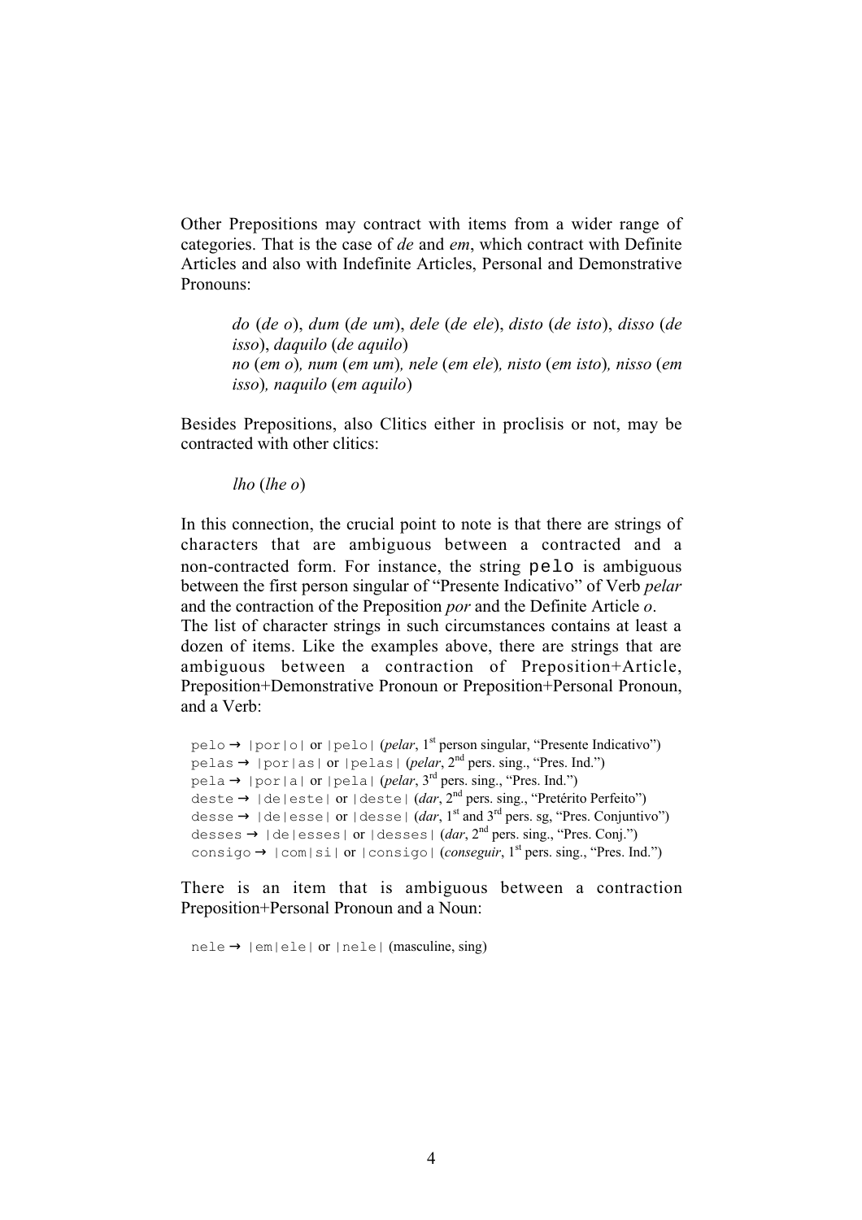Other Prepositions may contract with items from a wider range of categories. That is the case of *de* and *em*, which contract with Definite Articles and also with Indefinite Articles, Personal and Demonstrative Pronouns:

> *do* (*de o*), *dum* (*de um*), *dele* (*de ele*), *disto* (*de isto*), *disso* (*de isso*), *daquilo* (*de aquilo*)
> *no* (*em o*), *num* (*em um*), *nele* (*em ele*), *nisto* (*em isto*), *nisso* (*em isso*), *naquilo* (*em aquilo*)

Besides Prepositions, also Clitics either in proclisis or not, may be contracted with other clitics:

> *lho* (*lhe o*)

In this connection, the crucial point to note is that there are strings of characters that are ambiguous between a contracted and a non-contracted form. For instance, the string `pelo` is ambiguous between the first person singular of "Presente Indicativo" of Verb *pelar* and the contraction of the Preposition *por* and the Definite Article *o*.
The list of character strings in such circumstances contains at least a dozen of items. Like the examples above, there are strings that are ambiguous between a contraction of Preposition+Article, Preposition+Demonstrative Pronoun or Preposition+Personal Pronoun, and a Verb:

`pelo` → `|por|o|` or `|pelo|` (*pelar*, 1st person singular, "Presente Indicativo")
`pelas` → `|por|as|` or `|pelas|` (*pelar*, 2nd pers. sing., "Pres. Ind.")
`pela` → `|por|a|` or `|pela|` (*pelar*, 3rd pers. sing., "Pres. Ind.")
`deste` → `|de|este|` or `|deste|` (*dar*, 2nd pers. sing., "Pretérito Perfeito")
`desse` → `|de|esse|` or `|desse|` (*dar*, 1st and 3rd pers. sg, "Pres. Conjuntivo")
`desses` → `|de|esses|` or `|desses|` (*dar*, 2nd pers. sing., "Pres. Conj.")
`consigo` → `|com|si|` or `|consigo|` (*conseguir*, 1st pers. sing., "Pres. Ind.")

There is an item that is ambiguous between a contraction Preposition+Personal Pronoun and a Noun:

`nele` → `|em|ele|` or `|nele|` (masculine, sing)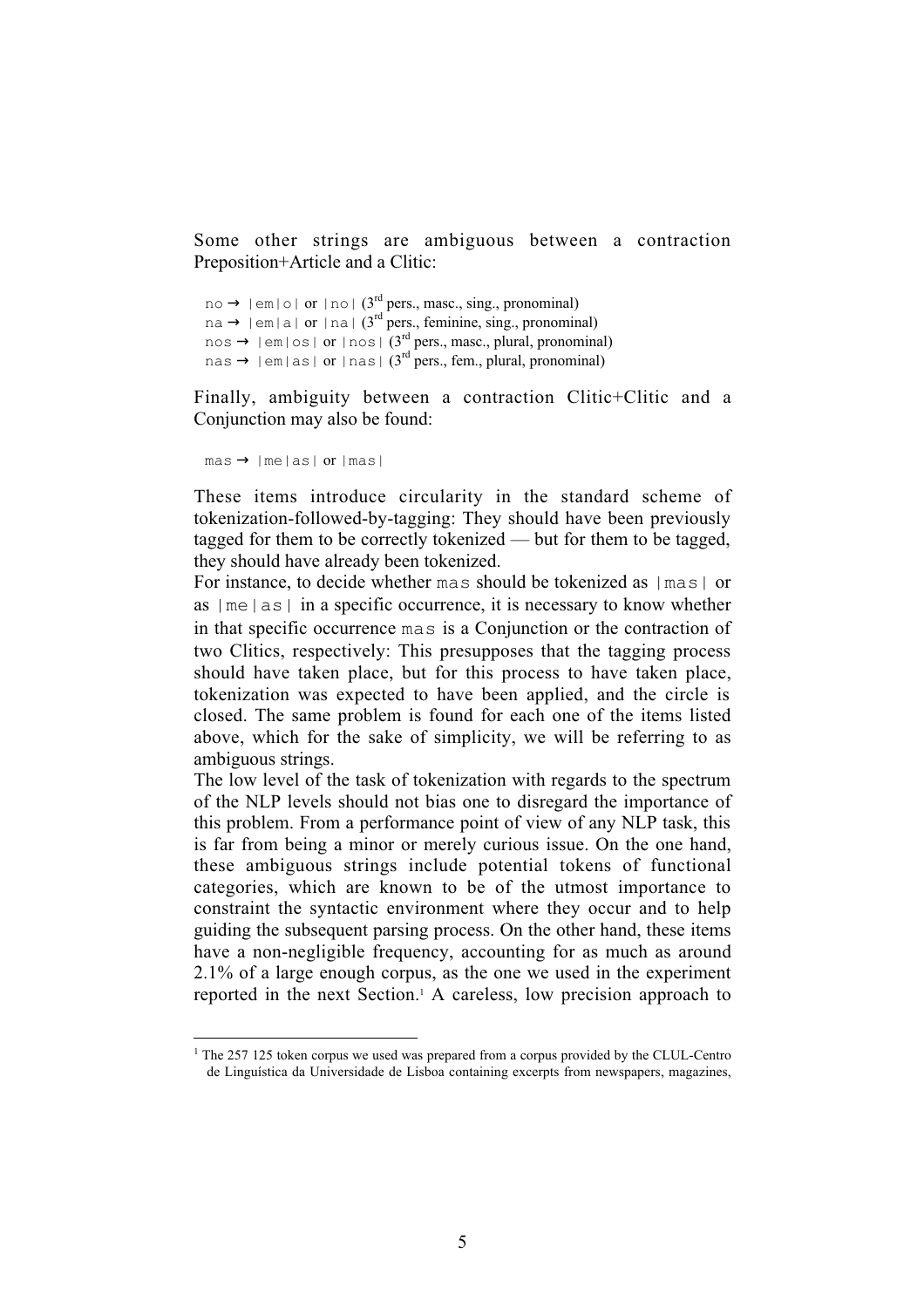Some other strings are ambiguous between a contraction Preposition+Article and a Clitic:

`no` → `|em|o|` or `|no|` (3rd pers., masc., sing., pronominal)
`na` → `|em|a|` or `|na|` (3rd pers., feminine, sing., pronominal)
`nos` → `|em|os|` or `|nos|` (3rd pers., masc., plural, pronominal)
`nas` → `|em|as|` or `|nas|` (3rd pers., fem., plural, pronominal)

Finally, ambiguity between a contraction Clitic+Clitic and a Conjunction may also be found:

`mas` → `|me|as|` or `|mas|`

These items introduce circularity in the standard scheme of tokenization-followed-by-tagging: They should have been previously tagged for them to be correctly tokenized — but for them to be tagged, they should have already been tokenized.

For instance, to decide whether `mas` should be tokenized as `|mas|` or as `|me|as|` in a specific occurrence, it is necessary to know whether in that specific occurrence `mas` is a Conjunction or the contraction of two Clitics, respectively: This presupposes that the tagging process should have taken place, but for this process to have taken place, tokenization was expected to have been applied, and the circle is closed. The same problem is found for each one of the items listed above, which for the sake of simplicity, we will be referring to as ambiguous strings.

The low level of the task of tokenization with regards to the spectrum of the NLP levels should not bias one to disregard the importance of this problem. From a performance point of view of any NLP task, this is far from being a minor or merely curious issue. On the one hand, these ambiguous strings include potential tokens of functional categories, which are known to be of the utmost importance to constraint the syntactic environment where they occur and to help guiding the subsequent parsing process. On the other hand, these items have a non-negligible frequency, accounting for as much as around 2.1% of a large enough corpus, as the one we used in the experiment reported in the next Section.[1] A careless, low precision approach to

---

[1] The 257 125 token corpus we used was prepared from a corpus provided by the CLUL-Centro de Linguística da Universidade de Lisboa containing excerpts from newspapers, magazines,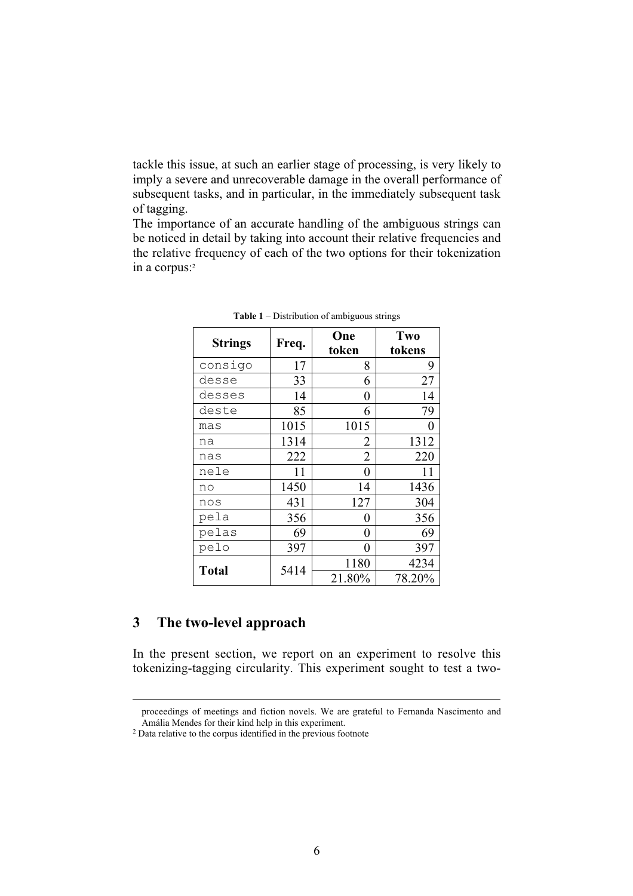tackle this issue, at such an earlier stage of processing, is very likely to imply a severe and unrecoverable damage in the overall performance of subsequent tasks, and in particular, in the immediately subsequent task of tagging.

The importance of an accurate handling of the ambiguous strings can be noticed in detail by taking into account their relative frequencies and the relative frequency of each of the two options for their tokenization in a corpus:[2]

**Table 1** – Distribution of ambiguous strings

| Strings | Freq. | One token | Two tokens |
|---|---|---|---|
| consigo | 17 | 8 | 9 |
| desse | 33 | 6 | 27 |
| desses | 14 | 0 | 14 |
| deste | 85 | 6 | 79 |
| mas | 1015 | 1015 | 0 |
| na | 1314 | 2 | 1312 |
| nas | 222 | 2 | 220 |
| nele | 11 | 0 | 11 |
| no | 1450 | 14 | 1436 |
| nos | 431 | 127 | 304 |
| pela | 356 | 0 | 356 |
| pelas | 69 | 0 | 69 |
| pelo | 397 | 0 | 397 |
| **Total** | 5414 | 1180 | 4234 |
| | | 21.80% | 78.20% |

## 3 The two-level approach

In the present section, we report on an experiment to resolve this tokenizing-tagging circularity. This experiment sought to test a two-

proceedings of meetings and fiction novels. We are grateful to Fernanda Nascimento and Amália Mendes for their kind help in this experiment.

[2] Data relative to the corpus identified in the previous footnote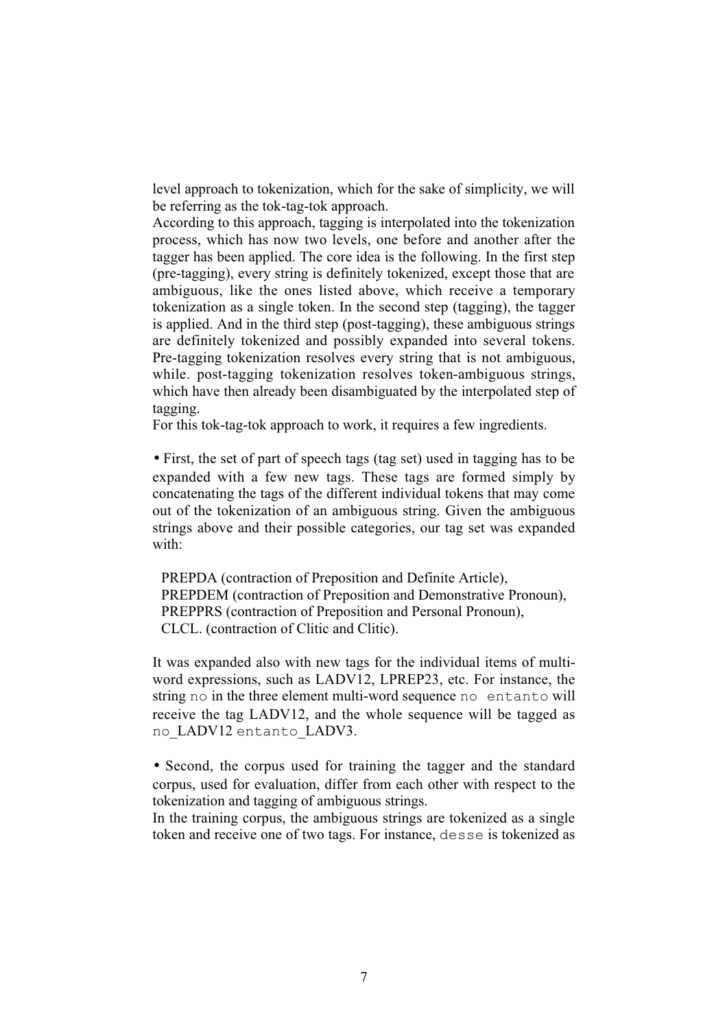level approach to tokenization, which for the sake of simplicity, we will be referring as the tok-tag-tok approach.

According to this approach, tagging is interpolated into the tokenization process, which has now two levels, one before and another after the tagger has been applied. The core idea is the following. In the first step (pre-tagging), every string is definitely tokenized, except those that are ambiguous, like the ones listed above, which receive a temporary tokenization as a single token. In the second step (tagging), the tagger is applied. And in the third step (post-tagging), these ambiguous strings are definitely tokenized and possibly expanded into several tokens. Pre-tagging tokenization resolves every string that is not ambiguous, while. post-tagging tokenization resolves token-ambiguous strings, which have then already been disambiguated by the interpolated step of tagging.

For this tok-tag-tok approach to work, it requires a few ingredients.

• First, the set of part of speech tags (tag set) used in tagging has to be expanded with a few new tags. These tags are formed simply by concatenating the tags of the different individual tokens that may come out of the tokenization of an ambiguous string. Given the ambiguous strings above and their possible categories, our tag set was expanded with:

PREPDA (contraction of Preposition and Definite Article),
PREPDEM (contraction of Preposition and Demonstrative Pronoun),
PREPPRS (contraction of Preposition and Personal Pronoun),
CLCL. (contraction of Clitic and Clitic).

It was expanded also with new tags for the individual items of multi-word expressions, such as LADV12, LPREP23, etc. For instance, the string `no` in the three element multi-word sequence `no entanto` will receive the tag LADV12, and the whole sequence will be tagged as `no`_LADV12 `entanto`_LADV3.

• Second, the corpus used for training the tagger and the standard corpus, used for evaluation, differ from each other with respect to the tokenization and tagging of ambiguous strings.

In the training corpus, the ambiguous strings are tokenized as a single token and receive one of two tags. For instance, `desse` is tokenized as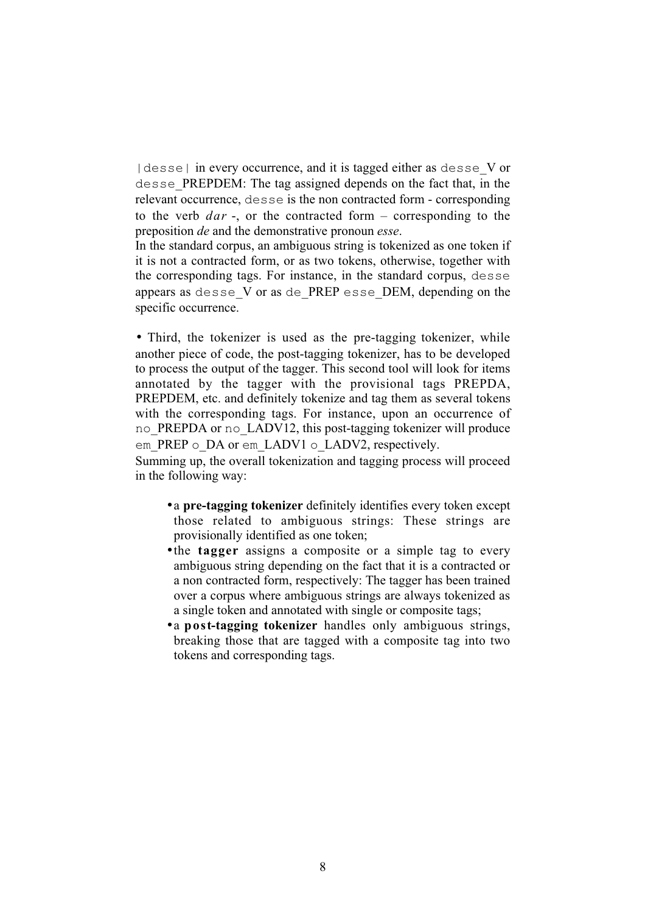|desse| in every occurrence, and it is tagged either as desse_V or desse_PREPDEM: The tag assigned depends on the fact that, in the relevant occurrence, desse is the non contracted form - corresponding to the verb *dar* -, or the contracted form – corresponding to the preposition *de* and the demonstrative pronoun *esse*.

In the standard corpus, an ambiguous string is tokenized as one token if it is not a contracted form, or as two tokens, otherwise, together with the corresponding tags. For instance, in the standard corpus, desse appears as desse_V or as de_PREP esse_DEM, depending on the specific occurrence.

• Third, the tokenizer is used as the pre-tagging tokenizer, while another piece of code, the post-tagging tokenizer, has to be developed to process the output of the tagger. This second tool will look for items annotated by the tagger with the provisional tags PREPDA, PREPDEM, etc. and definitely tokenize and tag them as several tokens with the corresponding tags. For instance, upon an occurrence of no_PREPDA or no_LADV12, this post-tagging tokenizer will produce em_PREP o_DA or em_LADV1 o_LADV2, respectively.

Summing up, the overall tokenization and tagging process will proceed in the following way:

- a **pre-tagging tokenizer** definitely identifies every token except those related to ambiguous strings: These strings are provisionally identified as one token;
- the **tagger** assigns a composite or a simple tag to every ambiguous string depending on the fact that it is a contracted or a non contracted form, respectively: The tagger has been trained over a corpus where ambiguous strings are always tokenized as a single token and annotated with single or composite tags;
- a **post-tagging tokenizer** handles only ambiguous strings, breaking those that are tagged with a composite tag into two tokens and corresponding tags.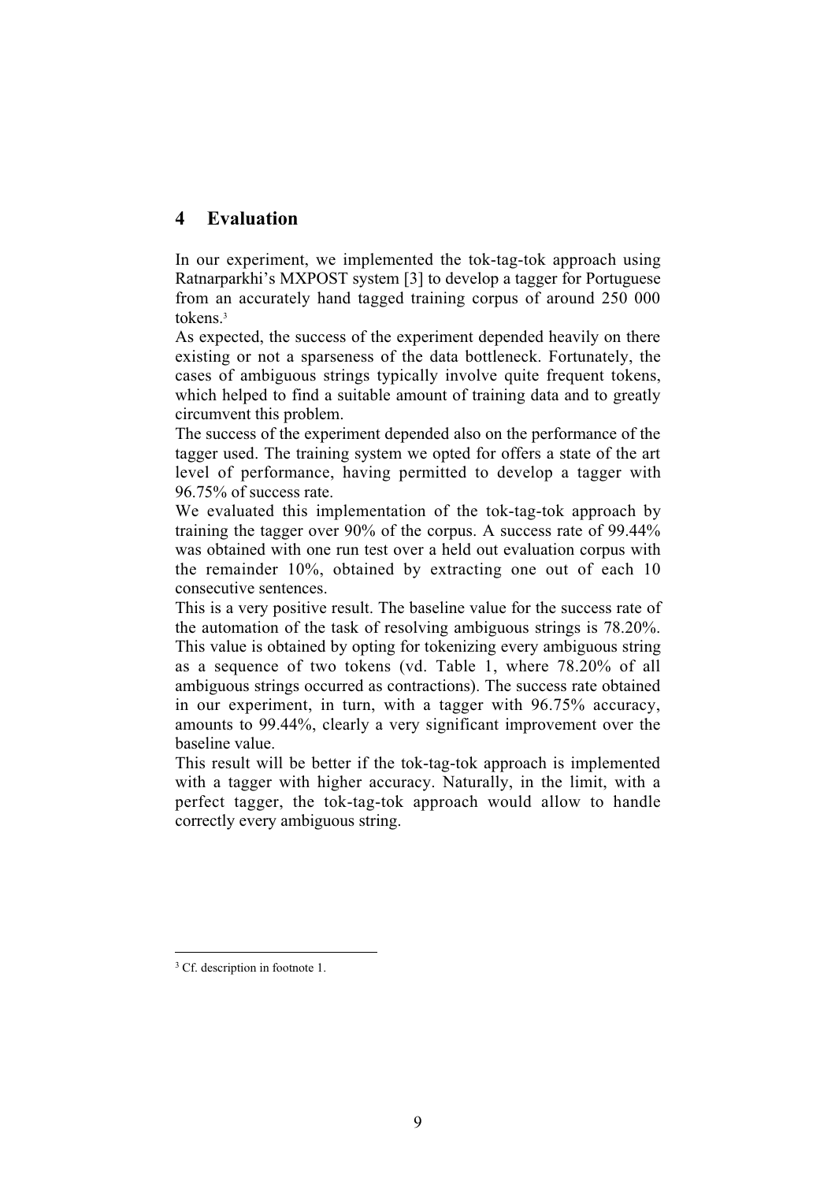## 4 Evaluation

In our experiment, we implemented the tok-tag-tok approach using Ratnarparkhi's MXPOST system [3] to develop a tagger for Portuguese from an accurately hand tagged training corpus of around 250 000 tokens.[3]

As expected, the success of the experiment depended heavily on there existing or not a sparseness of the data bottleneck. Fortunately, the cases of ambiguous strings typically involve quite frequent tokens, which helped to find a suitable amount of training data and to greatly circumvent this problem.

The success of the experiment depended also on the performance of the tagger used. The training system we opted for offers a state of the art level of performance, having permitted to develop a tagger with 96.75% of success rate.

We evaluated this implementation of the tok-tag-tok approach by training the tagger over 90% of the corpus. A success rate of 99.44% was obtained with one run test over a held out evaluation corpus with the remainder 10%, obtained by extracting one out of each 10 consecutive sentences.

This is a very positive result. The baseline value for the success rate of the automation of the task of resolving ambiguous strings is 78.20%. This value is obtained by opting for tokenizing every ambiguous string as a sequence of two tokens (vd. Table 1, where 78.20% of all ambiguous strings occurred as contractions). The success rate obtained in our experiment, in turn, with a tagger with 96.75% accuracy, amounts to 99.44%, clearly a very significant improvement over the baseline value.

This result will be better if the tok-tag-tok approach is implemented with a tagger with higher accuracy. Naturally, in the limit, with a perfect tagger, the tok-tag-tok approach would allow to handle correctly every ambiguous string.

[3] Cf. description in footnote 1.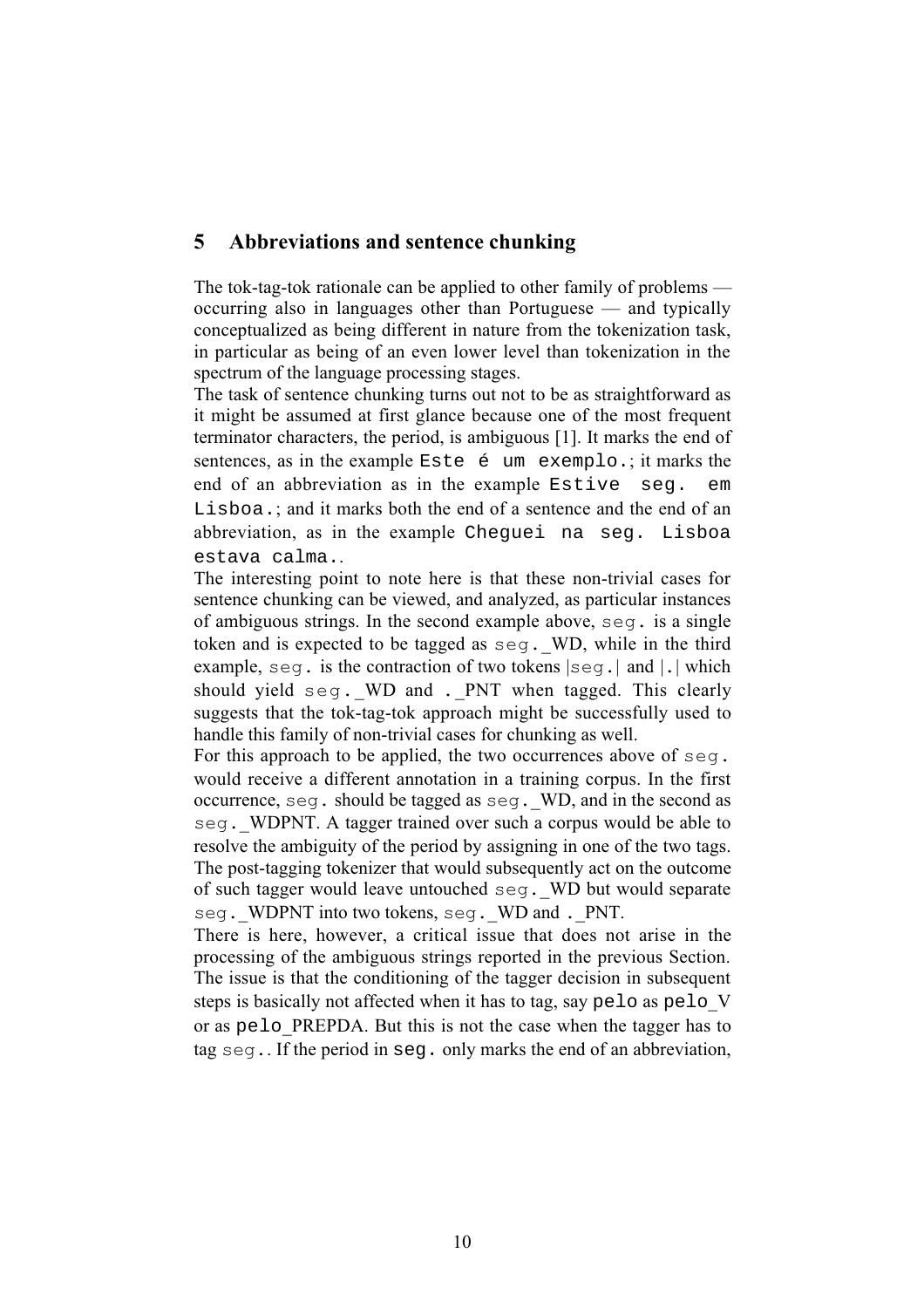## 5 Abbreviations and sentence chunking

The tok-tag-tok rationale can be applied to other family of problems — occurring also in languages other than Portuguese — and typically conceptualized as being different in nature from the tokenization task, in particular as being of an even lower level than tokenization in the spectrum of the language processing stages.

The task of sentence chunking turns out not to be as straightforward as it might be assumed at first glance because one of the most frequent terminator characters, the period, is ambiguous [1]. It marks the end of sentences, as in the example `Este é um exemplo.`; it marks the end of an abbreviation as in the example `Estive seg. em Lisboa.`; and it marks both the end of a sentence and the end of an abbreviation, as in the example `Cheguei na seg. Lisboa estava calma.`.

The interesting point to note here is that these non-trivial cases for sentence chunking can be viewed, and analyzed, as particular instances of ambiguous strings. In the second example above, `seg.` is a single token and is expected to be tagged as `seg.`_WD, while in the third example, `seg.` is the contraction of two tokens |`seg.`| and |`.`| which should yield `seg.`_WD and `.`_PNT when tagged. This clearly suggests that the tok-tag-tok approach might be successfully used to handle this family of non-trivial cases for chunking as well.

For this approach to be applied, the two occurrences above of `seg.` would receive a different annotation in a training corpus. In the first occurrence, `seg.` should be tagged as `seg.`_WD, and in the second as `seg.`_WDPNT. A tagger trained over such a corpus would be able to resolve the ambiguity of the period by assigning in one of the two tags. The post-tagging tokenizer that would subsequently act on the outcome of such tagger would leave untouched `seg.`_WD but would separate `seg.`_WDPNT into two tokens, `seg.`_WD and `.`_PNT.

There is here, however, a critical issue that does not arise in the processing of the ambiguous strings reported in the previous Section. The issue is that the conditioning of the tagger decision in subsequent steps is basically not affected when it has to tag, say `pelo` as `pelo`_V or as `pelo`_PREPDA. But this is not the case when the tagger has to tag `seg.`. If the period in `seg.` only marks the end of an abbreviation,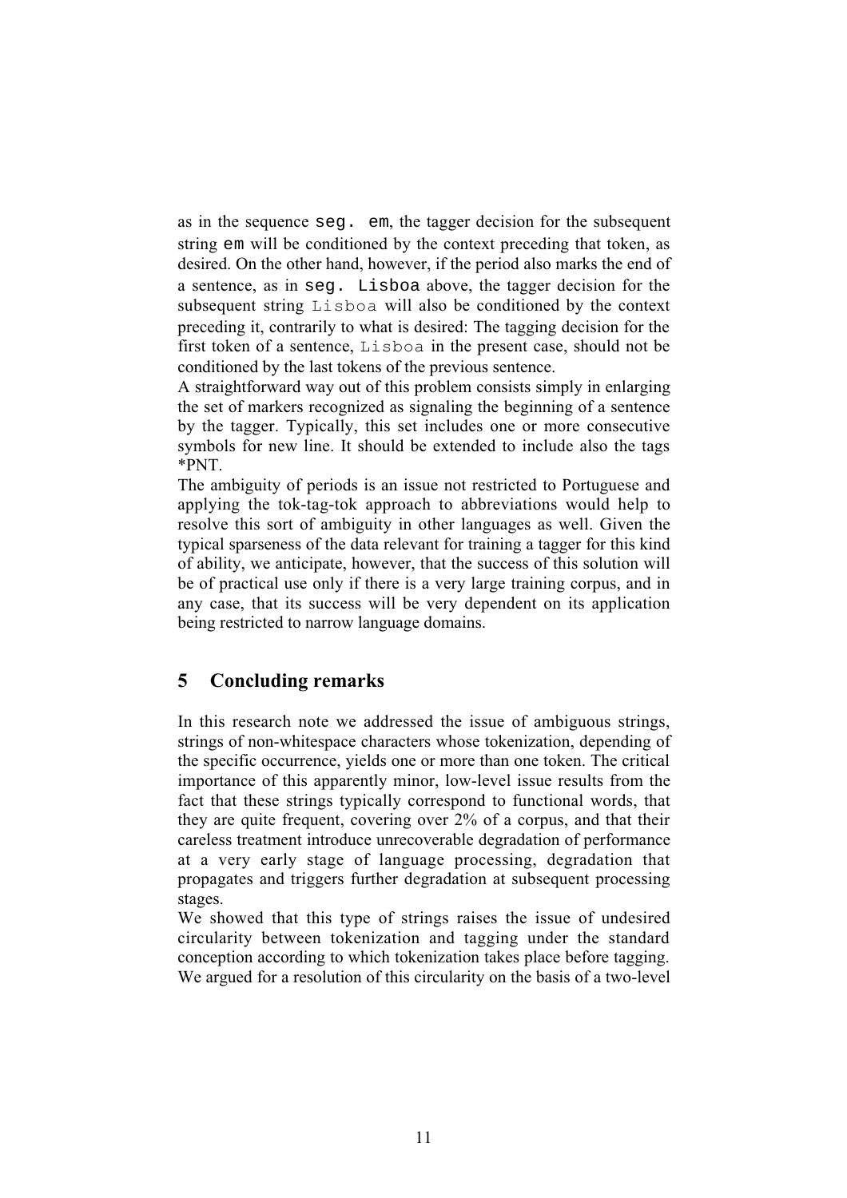as in the sequence `seg. em`, the tagger decision for the subsequent string `em` will be conditioned by the context preceding that token, as desired. On the other hand, however, if the period also marks the end of a sentence, as in `seg. Lisboa` above, the tagger decision for the subsequent string `Lisboa` will also be conditioned by the context preceding it, contrarily to what is desired: The tagging decision for the first token of a sentence, `Lisboa` in the present case, should not be conditioned by the last tokens of the previous sentence.

A straightforward way out of this problem consists simply in enlarging the set of markers recognized as signaling the beginning of a sentence by the tagger. Typically, this set includes one or more consecutive symbols for new line. It should be extended to include also the tags *PNT.

The ambiguity of periods is an issue not restricted to Portuguese and applying the tok-tag-tok approach to abbreviations would help to resolve this sort of ambiguity in other languages as well. Given the typical sparseness of the data relevant for training a tagger for this kind of ability, we anticipate, however, that the success of this solution will be of practical use only if there is a very large training corpus, and in any case, that its success will be very dependent on its application being restricted to narrow language domains.

## 5 Concluding remarks

In this research note we addressed the issue of ambiguous strings, strings of non-whitespace characters whose tokenization, depending of the specific occurrence, yields one or more than one token. The critical importance of this apparently minor, low-level issue results from the fact that these strings typically correspond to functional words, that they are quite frequent, covering over 2% of a corpus, and that their careless treatment introduce unrecoverable degradation of performance at a very early stage of language processing, degradation that propagates and triggers further degradation at subsequent processing stages.

We showed that this type of strings raises the issue of undesired circularity between tokenization and tagging under the standard conception according to which tokenization takes place before tagging. We argued for a resolution of this circularity on the basis of a two-level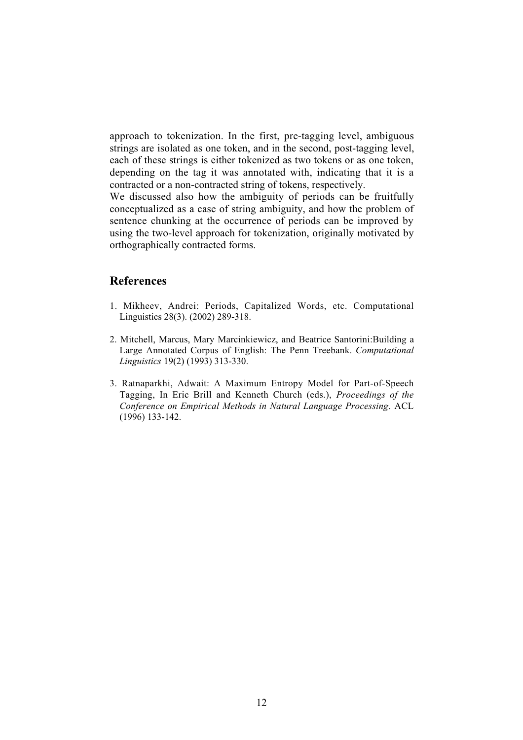approach to tokenization. In the first, pre-tagging level, ambiguous strings are isolated as one token, and in the second, post-tagging level, each of these strings is either tokenized as two tokens or as one token, depending on the tag it was annotated with, indicating that it is a contracted or a non-contracted string of tokens, respectively.

We discussed also how the ambiguity of periods can be fruitfully conceptualized as a case of string ambiguity, and how the problem of sentence chunking at the occurrence of periods can be improved by using the two-level approach for tokenization, originally motivated by orthographically contracted forms.

## References

1. Mikheev, Andrei: Periods, Capitalized Words, etc. Computational Linguistics 28(3). (2002) 289-318.

2. Mitchell, Marcus, Mary Marcinkiewicz, and Beatrice Santorini:Building a Large Annotated Corpus of English: The Penn Treebank. *Computational Linguistics* 19(2) (1993) 313-330.

3. Ratnaparkhi, Adwait: A Maximum Entropy Model for Part-of-Speech Tagging, In Eric Brill and Kenneth Church (eds.), *Proceedings of the Conference on Empirical Methods in Natural Language Processing*. ACL (1996) 133-142.